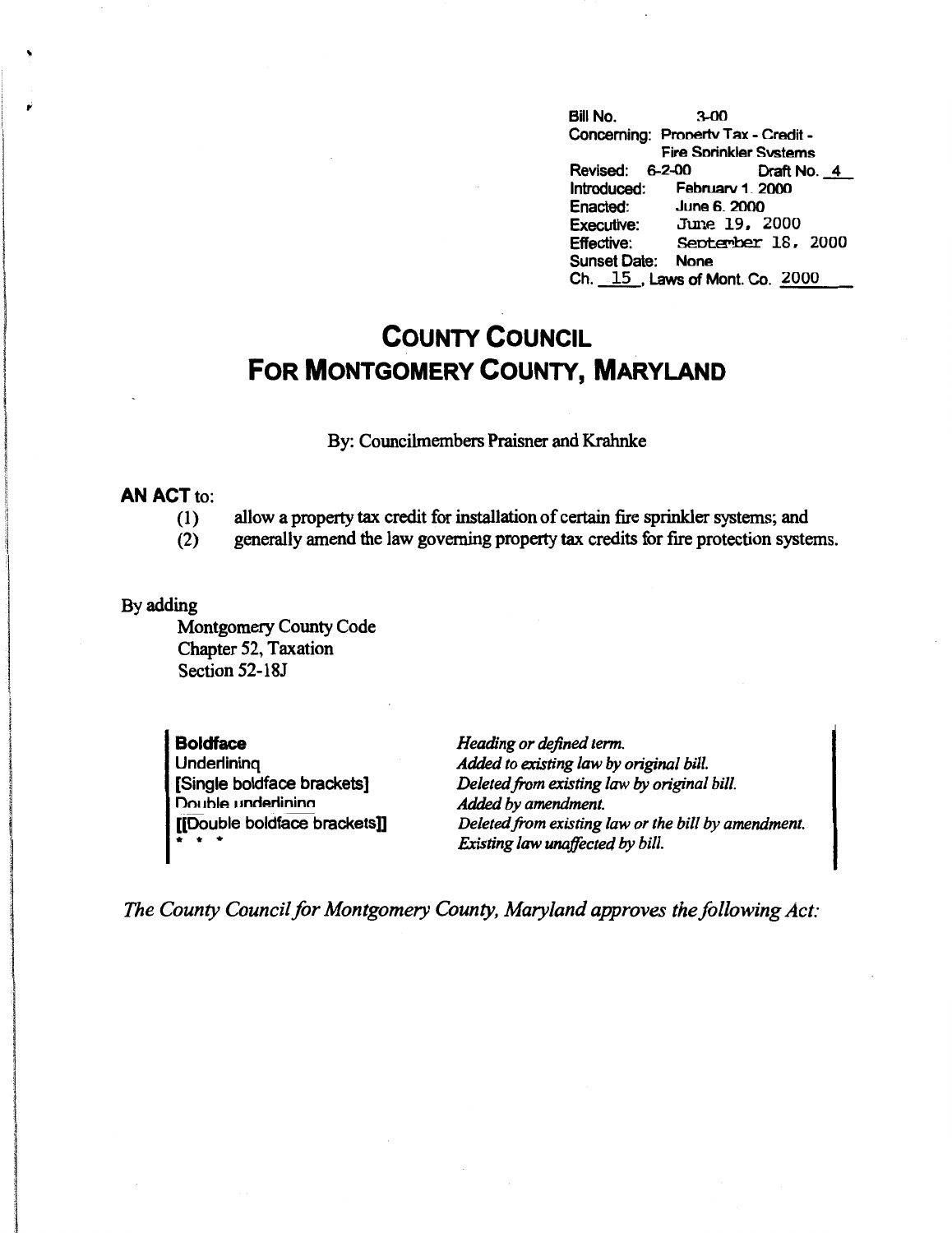Bill No. 3-00
Concerning: Property Tax - Credit - Fire Sprinkler Systems
Revised: 6-2-00 Draft No. 4
Introduced: February 1, 2000
Enacted: June 6, 2000
Executive: June 19, 2000
Effective: September 18, 2000
Sunset Date: None
Ch. 15, Laws of Mont. Co. 2000

# COUNTY COUNCIL FOR MONTGOMERY COUNTY, MARYLAND

By: Councilmembers Praisner and Krahnke

**AN ACT** to:

(1) allow a property tax credit for installation of certain fire sprinkler systems; and
(2) generally amend the law governing property tax credits for fire protection systems.

By adding

Montgomery County Code
Chapter 52, Taxation
Section 52-18J

| | |
|---|---|
| **Boldface** | *Heading or defined term.* |
| Underlining | *Added to existing law by original bill.* |
| [Single boldface brackets] | *Deleted from existing law by original bill.* |
| Double underlining | *Added by amendment.* |
| [[Double boldface brackets]] | *Deleted from existing law or the bill by amendment.* |
| * * * | *Existing law unaffected by bill.* |

*The County Council for Montgomery County, Maryland approves the following Act:*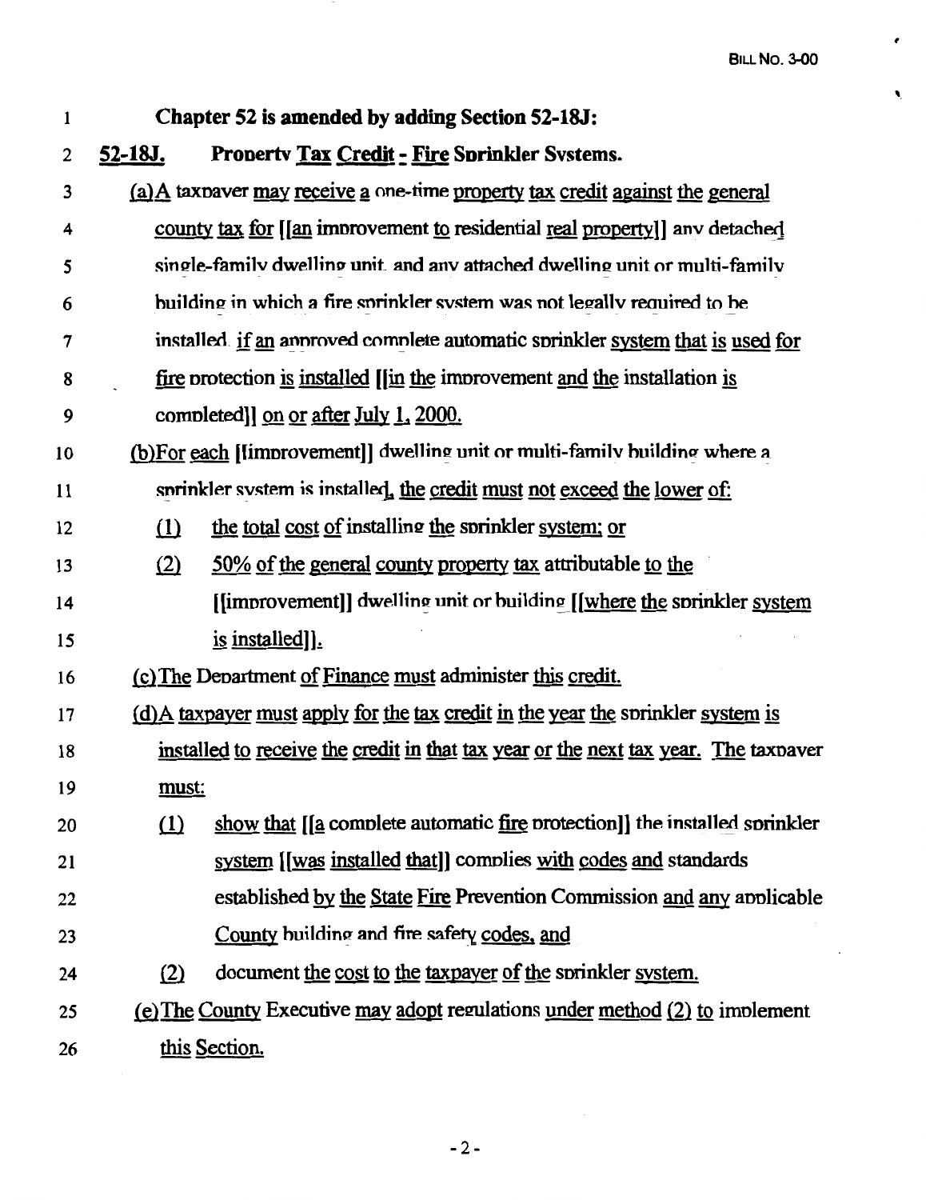**Chapter 52 is amended by adding Section 52-18J:**

**52-18J. Property Tax Credit - Fire Sprinkler Systems.**

(a) A taxpayer may receive a one-time property tax credit against the general county tax for [[an improvement to residential real property]] any detached single-family dwelling unit, and any attached dwelling unit or multi-family building in which a fire sprinkler system was not legally required to be installed, if an approved complete automatic sprinkler system that is used for fire protection is installed [[in the improvement and the installation is completed]] on or after July 1, 2000.

(b) For each [[improvement]] dwelling unit or multi-family building where a sprinkler system is installed, the credit must not exceed the lower of:

(1) the total cost of installing the sprinkler system; or

(2) 50% of the general county property tax attributable to the [[improvement]] dwelling unit or building [[where the sprinkler system is installed]].

(c) The Department of Finance must administer this credit.

(d) A taxpayer must apply for the tax credit in the year the sprinkler system is installed to receive the credit in that tax year or the next tax year. The taxpayer must:

(1) show that [[a complete automatic fire protection]] the installed sprinkler system [[was installed that]] complies with codes and standards established by the State Fire Prevention Commission and any applicable County building and fire safety codes, and

(2) document the cost to the taxpayer of the sprinkler system.

(e) The County Executive may adopt regulations under method (2) to implement this Section.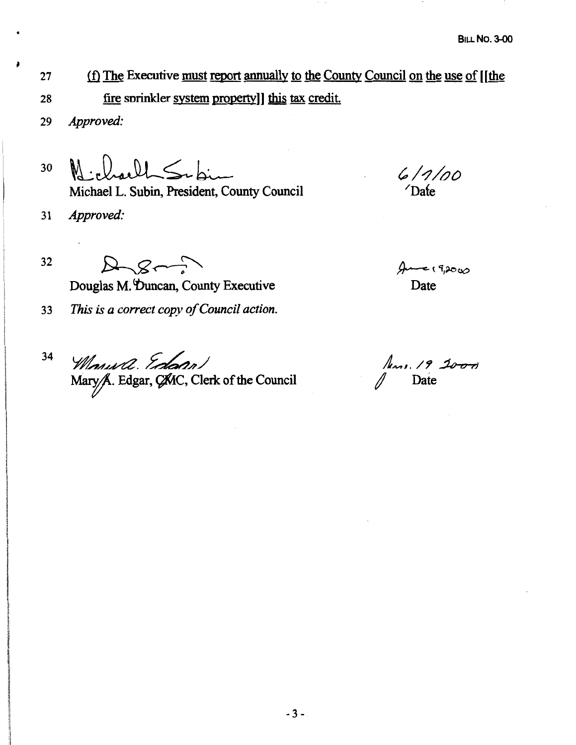27 (f) The Executive must report annually to the County Council on the use of [[the

28 fire sprinkler system property]] this tax credit.

29 *Approved:*

30 Michael L. Subin

Michael L. Subin, President, County Council — 6/7/00 Date

31 *Approved:*

32 Douglas M. Duncan, County Executive — June 19, 2000 Date

33 *This is a correct copy of Council action.*

34 Mary A. Edgar

Mary A. Edgar, CMC, Clerk of the Council — June 19 2000 Date